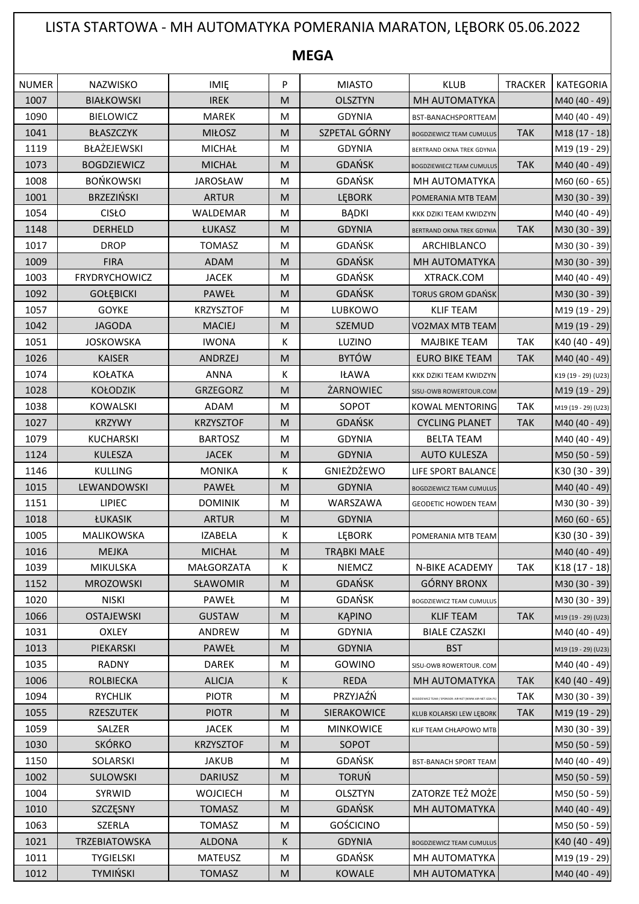# LISTA STARTOWA - MH AUTOMATYKA POMERANIA MARATON, LĘBORK 05.06.2022

## MEGA

| NUMER | NAZWISKO | IMIĘ | P | MIASTO | KLUB | TRACKER | KATEGORIA |
|---|---|---|---|---|---|---|---|
| 1007 | BIAŁKOWSKI | IREK | M | OLSZTYN | MH AUTOMATYKA | | M40 (40 - 49) |
| 1090 | BIELOWICZ | MAREK | M | GDYNIA | BST-BANACHSPORTTEAM | | M40 (40 - 49) |
| 1041 | BŁASZCZYK | MIŁOSZ | M | SZPETAL GÓRNY | BOGDZIEWICZ TEAM CUMULUS | TAK | M18 (17 - 18) |
| 1119 | BŁAŻEJEWSKI | MICHAŁ | M | GDYNIA | BERTRAND OKNA TREK GDYNIA | | M19 (19 - 29) |
| 1073 | BOGDZIEWICZ | MICHAŁ | M | GDAŃSK | BOGDZIEWECZ TEAM CUMULUS | TAK | M40 (40 - 49) |
| 1008 | BOŃKOWSKI | JAROSŁAW | M | GDAŃSK | MH AUTOMATYKA | | M60 (60 - 65) |
| 1001 | BRZEZIŃSKI | ARTUR | M | LĘBORK | POMERANIA MTB TEAM | | M30 (30 - 39) |
| 1054 | CISŁO | WALDEMAR | M | BĄDKI | KKK DZIKI TEAM KWIDZYN | | M40 (40 - 49) |
| 1148 | DERHELD | ŁUKASZ | M | GDYNIA | BERTRAND OKNA TREK GDYNIA | TAK | M30 (30 - 39) |
| 1017 | DROP | TOMASZ | M | GDAŃSK | ARCHIBLANCO | | M30 (30 - 39) |
| 1009 | FIRA | ADAM | M | GDAŃSK | MH AUTOMATYKA | | M30 (30 - 39) |
| 1003 | FRYDRYCHOWICZ | JACEK | M | GDAŃSK | XTRACK.COM | | M40 (40 - 49) |
| 1092 | GOŁĘBICKI | PAWEŁ | M | GDAŃSK | TORUS GROM GDAŃSK | | M30 (30 - 39) |
| 1057 | GOYKE | KRZYSZTOF | M | LUBKOWO | KLIF TEAM | | M19 (19 - 29) |
| 1042 | JAGODA | MACIEJ | M | SZEMUD | VO2MAX MTB TEAM | | M19 (19 - 29) |
| 1051 | JOSKOWSKA | IWONA | K | LUZINO | MAJBIKE TEAM | TAK | K40 (40 - 49) |
| 1026 | KAISER | ANDRZEJ | M | BYTÓW | EURO BIKE TEAM | TAK | M40 (40 - 49) |
| 1074 | KOŁATKA | ANNA | K | IŁAWA | KKK DZIKI TEAM KWIDZYN | | K19 (19 - 29) (U23) |
| 1028 | KOŁODZIK | GRZEGORZ | M | ŻARNOWIEC | SISU-OWB ROWERTOUR.COM | | M19 (19 - 29) |
| 1038 | KOWALSKI | ADAM | M | SOPOT | KOWAL MENTORING | TAK | M19 (19 - 29) (U23) |
| 1027 | KRZYWY | KRZYSZTOF | M | GDAŃSK | CYCLING PLANET | TAK | M40 (40 - 49) |
| 1079 | KUCHARSKI | BARTOSZ | M | GDYNIA | BELTA TEAM | | M40 (40 - 49) |
| 1124 | KULESZA | JACEK | M | GDYNIA | AUTO KULESZA | | M50 (50 - 59) |
| 1146 | KULLING | MONIKA | K | GNIEŻDŻEWO | LIFE SPORT BALANCE | | K30 (30 - 39) |
| 1015 | LEWANDOWSKI | PAWEŁ | M | GDYNIA | BOGDZIEWICZ TEAM CUMULUS | | M40 (40 - 49) |
| 1151 | LIPIEC | DOMINIK | M | WARSZAWA | GEODETIC HOWDEN TEAM | | M30 (30 - 39) |
| 1018 | ŁUKASIK | ARTUR | M | GDYNIA | | | M60 (60 - 65) |
| 1005 | MALIKOWSKA | IZABELA | K | LĘBORK | POMERANIA MTB TEAM | | K30 (30 - 39) |
| 1016 | MEJKA | MICHAŁ | M | TRĄBKI MAŁE | | | M40 (40 - 49) |
| 1039 | MIKULSKA | MAŁGORZATA | K | NIEMCZ | N-BIKE ACADEMY | TAK | K18 (17 - 18) |
| 1152 | MROZOWSKI | SŁAWOMIR | M | GDAŃSK | GÓRNY BRONX | | M30 (30 - 39) |
| 1020 | NISKI | PAWEŁ | M | GDAŃSK | BOGDZIEWICZ TEAM CUMULUS | | M30 (30 - 39) |
| 1066 | OSTAJEWSKI | GUSTAW | M | KĄPINO | KLIF TEAM | TAK | M19 (19 - 29) (U23) |
| 1031 | OXLEY | ANDREW | M | GDYNIA | BIALE CZASZKI | | M40 (40 - 49) |
| 1013 | PIEKARSKI | PAWEŁ | M | GDYNIA | BST | | M19 (19 - 29) (U23) |
| 1035 | RADNY | DAREK | M | GOWINO | SISU-OWB ROWERTOUR. COM | | M40 (40 - 49) |
| 1006 | ROLBIECKA | ALICJA | K | REDA | MH AUTOMATYKA | TAK | K40 (40 - 49) |
| 1094 | RYCHLIK | PIOTR | M | PRZYJAŹŃ | BOGDZIEWICZ TEAM / SPONSOR: AIR-NET (WWW.AIR-NET-GDA.PL) | TAK | M30 (30 - 39) |
| 1055 | RZESZUTEK | PIOTR | M | SIERAKOWICE | KLUB KOLARSKI LEW LĘBORK | TAK | M19 (19 - 29) |
| 1059 | SALZER | JACEK | M | MINKOWICE | KLIF TEAM CHŁAPOWO MTB | | M30 (30 - 39) |
| 1030 | SKÓRKO | KRZYSZTOF | M | SOPOT | | | M50 (50 - 59) |
| 1150 | SOLARSKI | JAKUB | M | GDAŃSK | BST-BANACH SPORT TEAM | | M40 (40 - 49) |
| 1002 | SULOWSKI | DARIUSZ | M | TORUŃ | | | M50 (50 - 59) |
| 1004 | SYRWID | WOJCIECH | M | OLSZTYN | ZATORZE TEŻ MOŻE | | M50 (50 - 59) |
| 1010 | SZCZĘSNY | TOMASZ | M | GDAŃSK | MH AUTOMATYKA | | M40 (40 - 49) |
| 1063 | SZERLA | TOMASZ | M | GOŚCICINO | | | M50 (50 - 59) |
| 1021 | TRZEBIATOWSKA | ALDONA | K | GDYNIA | BOGDZIEWICZ TEAM CUMULUS | | K40 (40 - 49) |
| 1011 | TYGIELSKI | MATEUSZ | M | GDAŃSK | MH AUTOMATYKA | | M19 (19 - 29) |
| 1012 | TYMIŃSKI | TOMASZ | M | KOWALE | MH AUTOMATYKA | | M40 (40 - 49) |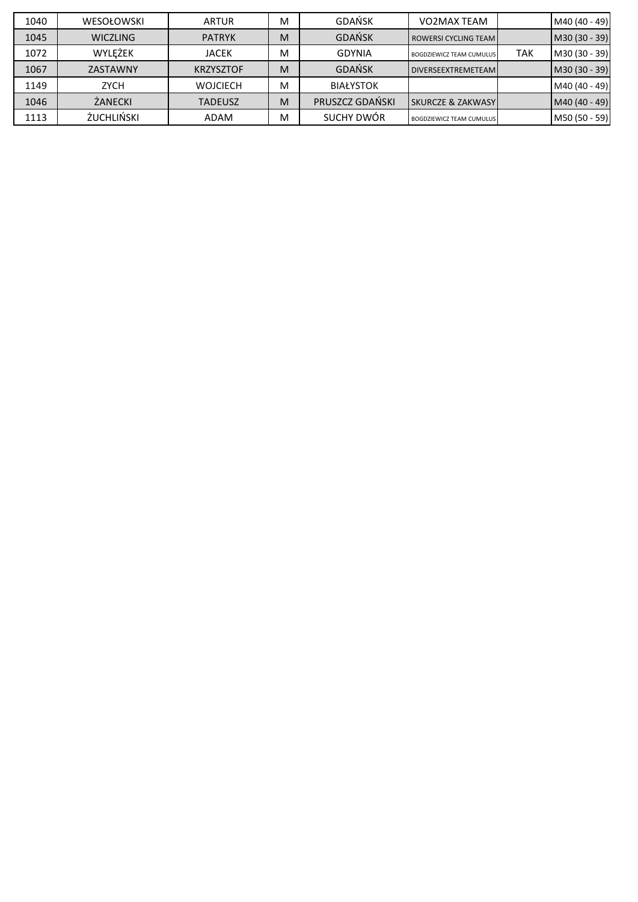| | | | | | | | |
|---|---|---|---|---|---|---|---|
| 1040 | WESOŁOWSKI | ARTUR | M | GDAŃSK | VO2MAX TEAM | | M40 (40 - 49) |
| 1045 | WICZLING | PATRYK | M | GDAŃSK | ROWERSI CYCLING TEAM | | M30 (30 - 39) |
| 1072 | WYLĘŻEK | JACEK | M | GDYNIA | BOGDZIEWICZ TEAM CUMULUS | TAK | M30 (30 - 39) |
| 1067 | ZASTAWNY | KRZYSZTOF | M | GDAŃSK | DIVERSEEXTREMETEAM | | M30 (30 - 39) |
| 1149 | ZYCH | WOJCIECH | M | BIAŁYSTOK | | | M40 (40 - 49) |
| 1046 | ŻANECKI | TADEUSZ | M | PRUSZCZ GDAŃSKI | SKURCZE & ZAKWASY | | M40 (40 - 49) |
| 1113 | ŻUCHLIŃSKI | ADAM | M | SUCHY DWÓR | BOGDZIEWICZ TEAM CUMULUS | | M50 (50 - 59) |